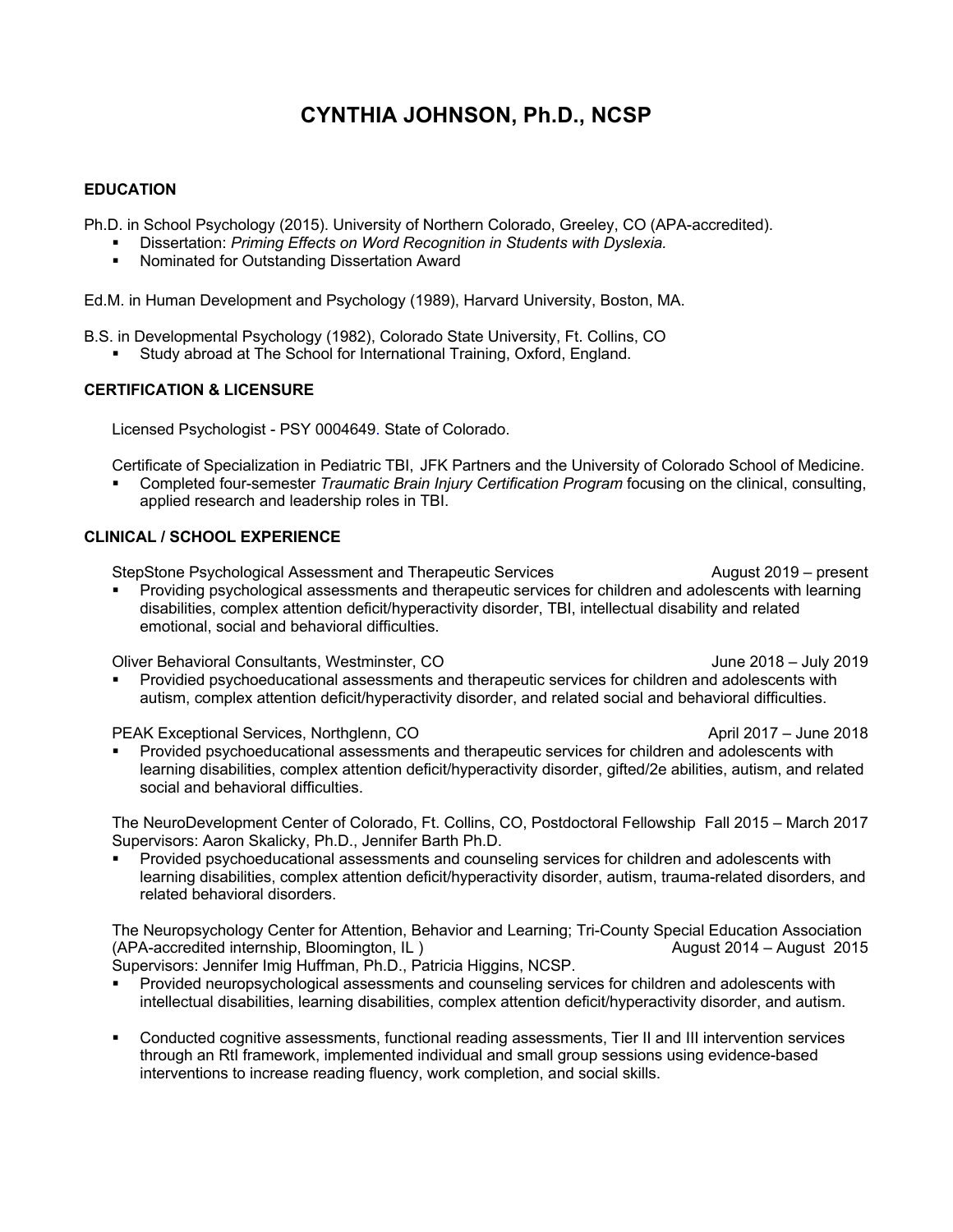# CYNTHIA JOHNSON, Ph.D., NCSP

## EDUCATION

Ph.D. in School Psychology (2015). University of Northern Colorado, Greeley, CO (APA-accredited).

- Dissertation: *Priming Effects on Word Recognition in Students with Dyslexia.*
- Nominated for Outstanding Dissertation Award

Ed.M. in Human Development and Psychology (1989), Harvard University, Boston, MA.

B.S. in Developmental Psychology (1982), Colorado State University, Ft. Collins, CO

- Study abroad at The School for International Training, Oxford, England.

## CERTIFICATION & LICENSURE

Licensed Psychologist - PSY 0004649. State of Colorado.

Certificate of Specialization in Pediatric TBI, JFK Partners and the University of Colorado School of Medicine.

- Completed four-semester *Traumatic Brain Injury Certification Program* focusing on the clinical, consulting, applied research and leadership roles in TBI.

## CLINICAL / SCHOOL EXPERIENCE

StepStone Psychological Assessment and Therapeutic Services — August 2019 – present

- Providing psychological assessments and therapeutic services for children and adolescents with learning disabilities, complex attention deficit/hyperactivity disorder, TBI, intellectual disability and related emotional, social and behavioral difficulties.

Oliver Behavioral Consultants, Westminster, CO — June 2018 – July 2019

- Providied psychoeducational assessments and therapeutic services for children and adolescents with autism, complex attention deficit/hyperactivity disorder, and related social and behavioral difficulties.

PEAK Exceptional Services, Northglenn, CO — April 2017 – June 2018

- Provided psychoeducational assessments and therapeutic services for children and adolescents with learning disabilities, complex attention deficit/hyperactivity disorder, gifted/2e abilities, autism, and related social and behavioral difficulties.

The NeuroDevelopment Center of Colorado, Ft. Collins, CO, Postdoctoral Fellowship — Fall 2015 – March 2017
Supervisors: Aaron Skalicky, Ph.D., Jennifer Barth Ph.D.

- Provided psychoeducational assessments and counseling services for children and adolescents with learning disabilities, complex attention deficit/hyperactivity disorder, autism, trauma-related disorders, and related behavioral disorders.

The Neuropsychology Center for Attention, Behavior and Learning; Tri-County Special Education Association (APA-accredited internship, Bloomington, IL ) — August 2014 – August 2015
Supervisors: Jennifer Imig Huffman, Ph.D., Patricia Higgins, NCSP.

- Provided neuropsychological assessments and counseling services for children and adolescents with intellectual disabilities, learning disabilities, complex attention deficit/hyperactivity disorder, and autism.

- Conducted cognitive assessments, functional reading assessments, Tier II and III intervention services through an RtI framework, implemented individual and small group sessions using evidence-based interventions to increase reading fluency, work completion, and social skills.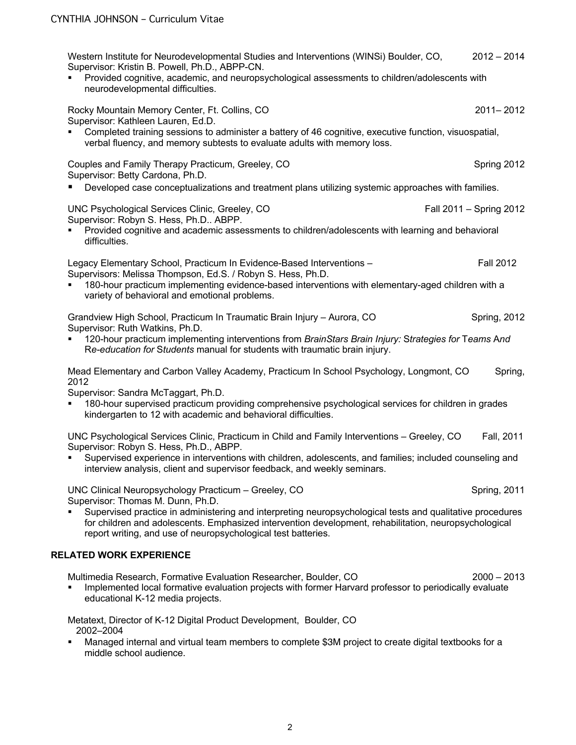Western Institute for Neurodevelopmental Studies and Interventions (WINSi) Boulder, CO, 2012 – 2014
Supervisor: Kristin B. Powell, Ph.D., ABPP-CN.

- Provided cognitive, academic, and neuropsychological assessments to children/adolescents with neurodevelopmental difficulties.

Rocky Mountain Memory Center, Ft. Collins, CO 2011– 2012
Supervisor: Kathleen Lauren, Ed.D.

- Completed training sessions to administer a battery of 46 cognitive, executive function, visuospatial, verbal fluency, and memory subtests to evaluate adults with memory loss.

Couples and Family Therapy Practicum, Greeley, CO Spring 2012
Supervisor: Betty Cardona, Ph.D.

- Developed case conceptualizations and treatment plans utilizing systemic approaches with families.

UNC Psychological Services Clinic, Greeley, CO Fall 2011 – Spring 2012
Supervisor: Robyn S. Hess, Ph.D.. ABPP.

- Provided cognitive and academic assessments to children/adolescents with learning and behavioral difficulties.

Legacy Elementary School, Practicum In Evidence-Based Interventions – Fall 2012
Supervisors: Melissa Thompson, Ed.S. / Robyn S. Hess, Ph.D.

- 180-hour practicum implementing evidence-based interventions with elementary-aged children with a variety of behavioral and emotional problems.

Grandview High School, Practicum In Traumatic Brain Injury – Aurora, CO Spring, 2012
Supervisor: Ruth Watkins, Ph.D.

- 120-hour practicum implementing interventions from *BrainStars Brain Injury: Strategies for Teams And Re-education for Students* manual for students with traumatic brain injury.

Mead Elementary and Carbon Valley Academy, Practicum In School Psychology, Longmont, CO Spring, 2012
Supervisor: Sandra McTaggart, Ph.D.

- 180-hour supervised practicum providing comprehensive psychological services for children in grades kindergarten to 12 with academic and behavioral difficulties.

UNC Psychological Services Clinic, Practicum in Child and Family Interventions – Greeley, CO Fall, 2011
Supervisor: Robyn S. Hess, Ph.D., ABPP.

- Supervised experience in interventions with children, adolescents, and families; included counseling and interview analysis, client and supervisor feedback, and weekly seminars.

UNC Clinical Neuropsychology Practicum – Greeley, CO Spring, 2011
Supervisor: Thomas M. Dunn, Ph.D.

- Supervised practice in administering and interpreting neuropsychological tests and qualitative procedures for children and adolescents. Emphasized intervention development, rehabilitation, neuropsychological report writing, and use of neuropsychological test batteries.

## RELATED WORK EXPERIENCE

Multimedia Research, Formative Evaluation Researcher, Boulder, CO 2000 – 2013

- Implemented local formative evaluation projects with former Harvard professor to periodically evaluate educational K-12 media projects.

Metatext, Director of K-12 Digital Product Development, Boulder, CO
2002–2004

- Managed internal and virtual team members to complete $3M project to create digital textbooks for a middle school audience.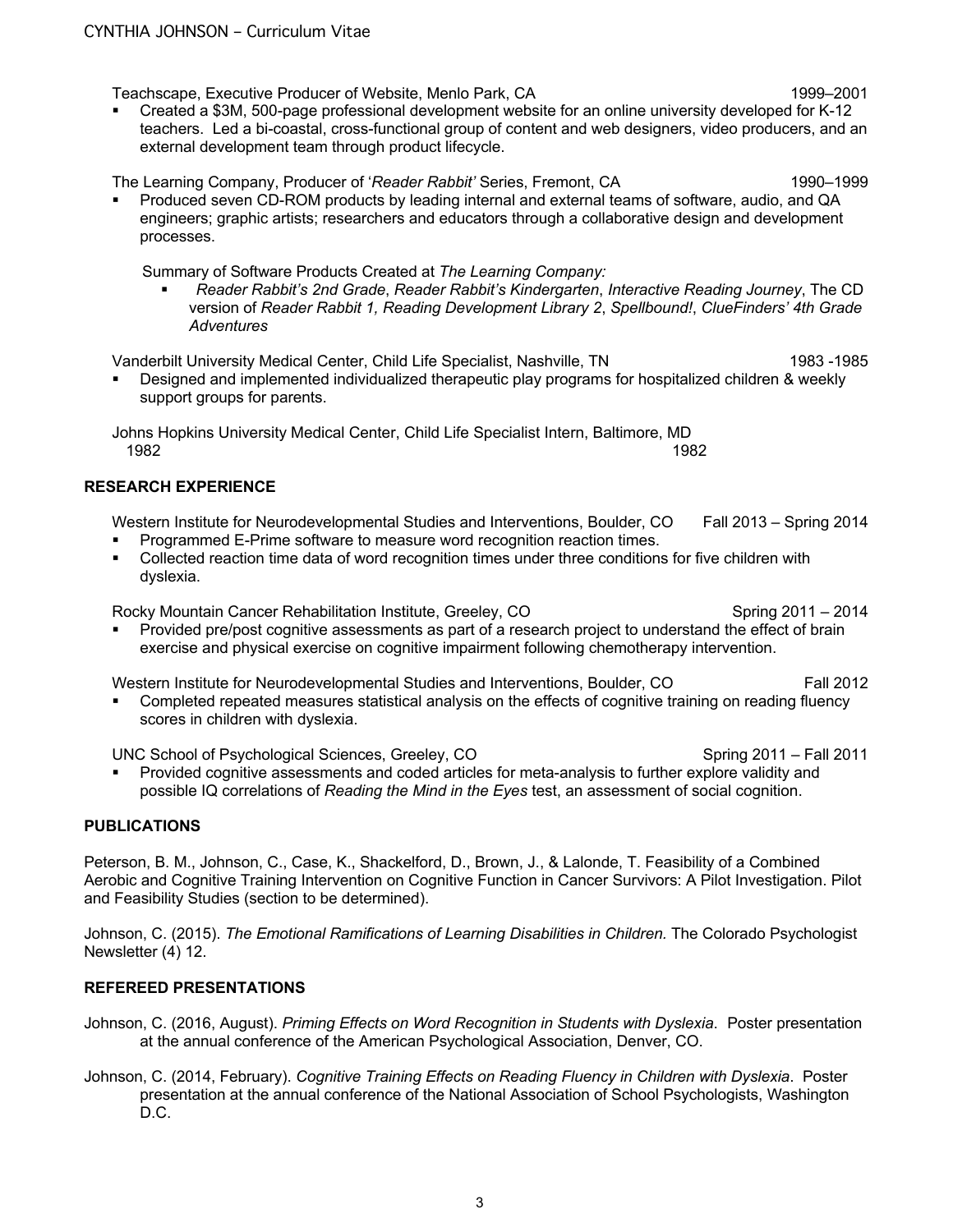Teachscape, Executive Producer of Website, Menlo Park, CA 1999–2001

- Created a $3M, 500-page professional development website for an online university developed for K-12 teachers. Led a bi-coastal, cross-functional group of content and web designers, video producers, and an external development team through product lifecycle.

The Learning Company, Producer of '*Reader Rabbit'* Series, Fremont, CA 1990–1999

- Produced seven CD-ROM products by leading internal and external teams of software, audio, and QA engineers; graphic artists; researchers and educators through a collaborative design and development processes.

Summary of Software Products Created at *The Learning Company:*

- *Reader Rabbit's 2nd Grade*, *Reader Rabbit's Kindergarten*, *Interactive Reading Journey*, The CD version of *Reader Rabbit 1, Reading Development Library 2*, *Spellbound!*, *ClueFinders' 4th Grade Adventures*

Vanderbilt University Medical Center, Child Life Specialist, Nashville, TN 1983 -1985

- Designed and implemented individualized therapeutic play programs for hospitalized children & weekly support groups for parents.

Johns Hopkins University Medical Center, Child Life Specialist Intern, Baltimore, MD 1982 1982

## RESEARCH EXPERIENCE

Western Institute for Neurodevelopmental Studies and Interventions, Boulder, CO Fall 2013 – Spring 2014

- Programmed E-Prime software to measure word recognition reaction times.
- Collected reaction time data of word recognition times under three conditions for five children with dyslexia.

Rocky Mountain Cancer Rehabilitation Institute, Greeley, CO Spring 2011 – 2014

- Provided pre/post cognitive assessments as part of a research project to understand the effect of brain exercise and physical exercise on cognitive impairment following chemotherapy intervention.

Western Institute for Neurodevelopmental Studies and Interventions, Boulder, CO Fall 2012

- Completed repeated measures statistical analysis on the effects of cognitive training on reading fluency scores in children with dyslexia.

UNC School of Psychological Sciences, Greeley, CO Spring 2011 – Fall 2011

- Provided cognitive assessments and coded articles for meta-analysis to further explore validity and possible IQ correlations of *Reading the Mind in the Eyes* test, an assessment of social cognition.

## PUBLICATIONS

Peterson, B. M., Johnson, C., Case, K., Shackelford, D., Brown, J., & Lalonde, T. Feasibility of a Combined Aerobic and Cognitive Training Intervention on Cognitive Function in Cancer Survivors: A Pilot Investigation. Pilot and Feasibility Studies (section to be determined).

Johnson, C. (2015). *The Emotional Ramifications of Learning Disabilities in Children.* The Colorado Psychologist Newsletter (4) 12.

## REFEREED PRESENTATIONS

Johnson, C. (2016, August). *Priming Effects on Word Recognition in Students with Dyslexia*. Poster presentation at the annual conference of the American Psychological Association, Denver, CO.

Johnson, C. (2014, February). *Cognitive Training Effects on Reading Fluency in Children with Dyslexia*. Poster presentation at the annual conference of the National Association of School Psychologists, Washington D.C.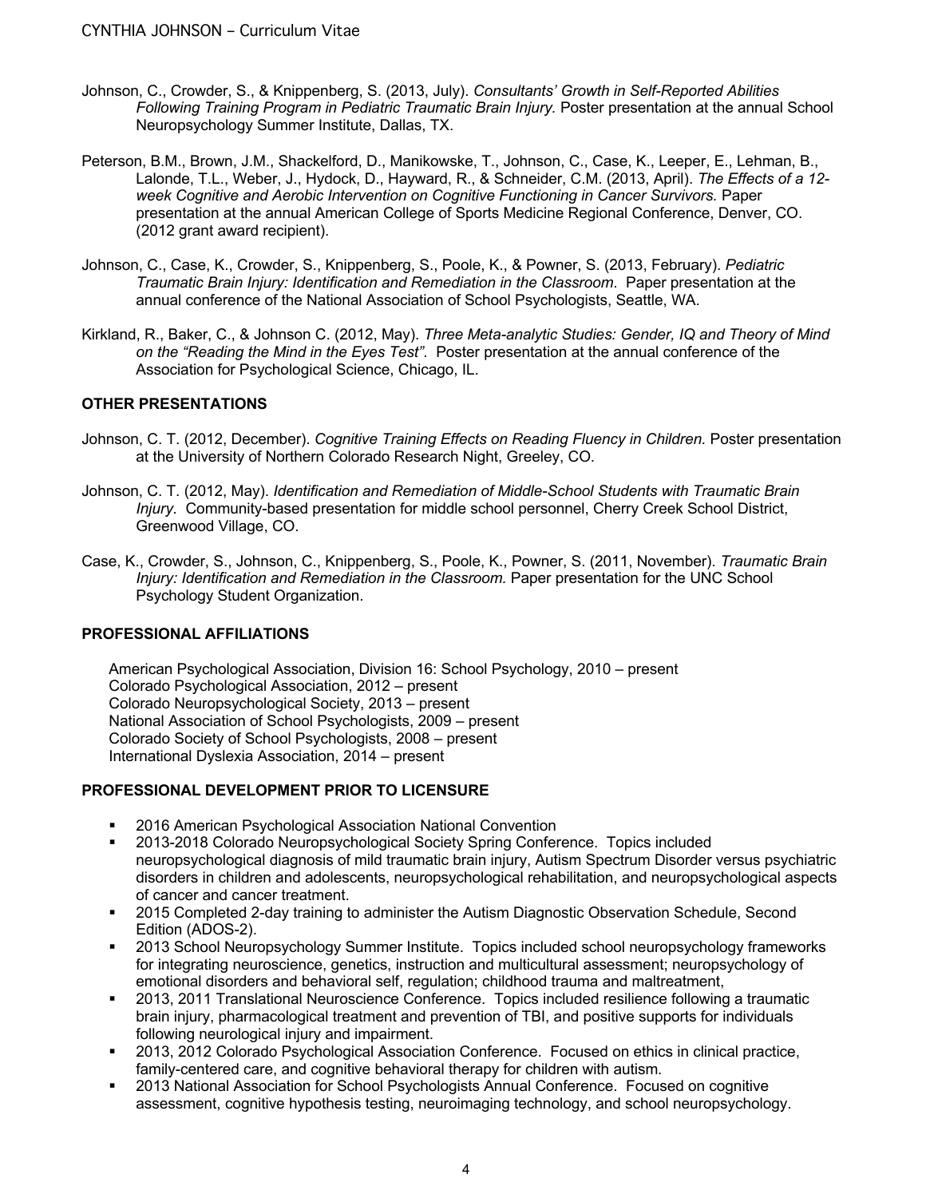Johnson, C., Crowder, S., & Knippenberg, S. (2013, July). *Consultants' Growth in Self-Reported Abilities Following Training Program in Pediatric Traumatic Brain Injury.* Poster presentation at the annual School Neuropsychology Summer Institute, Dallas, TX.

Peterson, B.M., Brown, J.M., Shackelford, D., Manikowske, T., Johnson, C., Case, K., Leeper, E., Lehman, B., Lalonde, T.L., Weber, J., Hydock, D., Hayward, R., & Schneider, C.M. (2013, April). *The Effects of a 12-week Cognitive and Aerobic Intervention on Cognitive Functioning in Cancer Survivors.* Paper presentation at the annual American College of Sports Medicine Regional Conference, Denver, CO. (2012 grant award recipient).

Johnson, C., Case, K., Crowder, S., Knippenberg, S., Poole, K., & Powner, S. (2013, February). *Pediatric Traumatic Brain Injury: Identification and Remediation in the Classroom*. Paper presentation at the annual conference of the National Association of School Psychologists, Seattle, WA.

Kirkland, R., Baker, C., & Johnson C. (2012, May). *Three Meta-analytic Studies: Gender, IQ and Theory of Mind on the "Reading the Mind in the Eyes Test"*. Poster presentation at the annual conference of the Association for Psychological Science, Chicago, IL.

## OTHER PRESENTATIONS

Johnson, C. T. (2012, December). *Cognitive Training Effects on Reading Fluency in Children.* Poster presentation at the University of Northern Colorado Research Night, Greeley, CO.

Johnson, C. T. (2012, May). *Identification and Remediation of Middle-School Students with Traumatic Brain Injury.* Community-based presentation for middle school personnel, Cherry Creek School District, Greenwood Village, CO.

Case, K., Crowder, S., Johnson, C., Knippenberg, S., Poole, K., Powner, S. (2011, November). *Traumatic Brain Injury: Identification and Remediation in the Classroom.* Paper presentation for the UNC School Psychology Student Organization.

## PROFESSIONAL AFFILIATIONS

American Psychological Association, Division 16: School Psychology, 2010 – present
Colorado Psychological Association, 2012 – present
Colorado Neuropsychological Society, 2013 – present
National Association of School Psychologists, 2009 – present
Colorado Society of School Psychologists, 2008 – present
International Dyslexia Association, 2014 – present

## PROFESSIONAL DEVELOPMENT PRIOR TO LICENSURE

- 2016 American Psychological Association National Convention
- 2013-2018 Colorado Neuropsychological Society Spring Conference. Topics included neuropsychological diagnosis of mild traumatic brain injury, Autism Spectrum Disorder versus psychiatric disorders in children and adolescents, neuropsychological rehabilitation, and neuropsychological aspects of cancer and cancer treatment.
- 2015 Completed 2-day training to administer the Autism Diagnostic Observation Schedule, Second Edition (ADOS-2).
- 2013 School Neuropsychology Summer Institute. Topics included school neuropsychology frameworks for integrating neuroscience, genetics, instruction and multicultural assessment; neuropsychology of emotional disorders and behavioral self, regulation; childhood trauma and maltreatment,
- 2013, 2011 Translational Neuroscience Conference. Topics included resilience following a traumatic brain injury, pharmacological treatment and prevention of TBI, and positive supports for individuals following neurological injury and impairment.
- 2013, 2012 Colorado Psychological Association Conference. Focused on ethics in clinical practice, family-centered care, and cognitive behavioral therapy for children with autism.
- 2013 National Association for School Psychologists Annual Conference. Focused on cognitive assessment, cognitive hypothesis testing, neuroimaging technology, and school neuropsychology.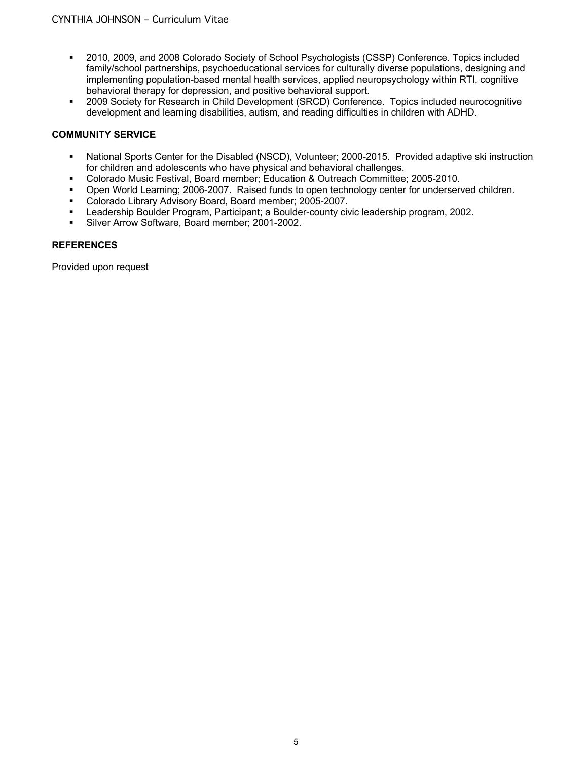- 2010, 2009, and 2008 Colorado Society of School Psychologists (CSSP) Conference. Topics included family/school partnerships, psychoeducational services for culturally diverse populations, designing and implementing population-based mental health services, applied neuropsychology within RTI, cognitive behavioral therapy for depression, and positive behavioral support.
- 2009 Society for Research in Child Development (SRCD) Conference. Topics included neurocognitive development and learning disabilities, autism, and reading difficulties in children with ADHD.

**COMMUNITY SERVICE**

- National Sports Center for the Disabled (NSCD), Volunteer; 2000-2015. Provided adaptive ski instruction for children and adolescents who have physical and behavioral challenges.
- Colorado Music Festival, Board member; Education & Outreach Committee; 2005-2010.
- Open World Learning; 2006-2007. Raised funds to open technology center for underserved children.
- Colorado Library Advisory Board, Board member; 2005-2007.
- Leadership Boulder Program, Participant; a Boulder-county civic leadership program, 2002.
- Silver Arrow Software, Board member; 2001-2002.

**REFERENCES**

Provided upon request